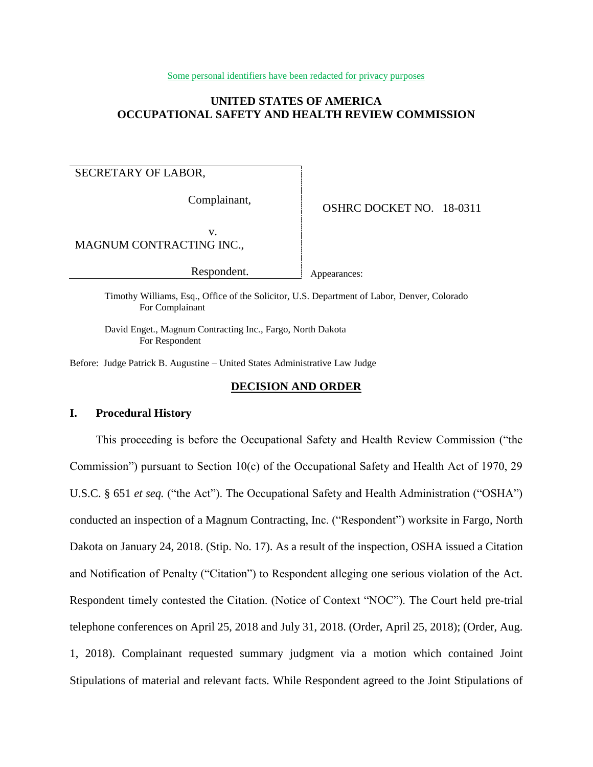Some personal identifiers have been redacted for privacy purposes

# UNITED STATES OF AMERICA
# OCCUPATIONAL SAFETY AND HEALTH REVIEW COMMISSION

SECRETARY OF LABOR,

Complainant,

v.

MAGNUM CONTRACTING INC.,

Respondent.

OSHRC DOCKET NO. 18-0311

Appearances:

Timothy Williams, Esq., Office of the Solicitor, U.S. Department of Labor, Denver, Colorado
For Complainant

David Enget., Magnum Contracting Inc., Fargo, North Dakota
For Respondent

Before: Judge Patrick B. Augustine – United States Administrative Law Judge

## DECISION AND ORDER

### I. Procedural History

This proceeding is before the Occupational Safety and Health Review Commission ("the Commission") pursuant to Section 10(c) of the Occupational Safety and Health Act of 1970, 29 U.S.C. § 651 *et seq.* ("the Act"). The Occupational Safety and Health Administration ("OSHA") conducted an inspection of a Magnum Contracting, Inc. ("Respondent") worksite in Fargo, North Dakota on January 24, 2018. (Stip. No. 17). As a result of the inspection, OSHA issued a Citation and Notification of Penalty ("Citation") to Respondent alleging one serious violation of the Act. Respondent timely contested the Citation. (Notice of Context "NOC"). The Court held pre-trial telephone conferences on April 25, 2018 and July 31, 2018. (Order, April 25, 2018); (Order, Aug. 1, 2018). Complainant requested summary judgment via a motion which contained Joint Stipulations of material and relevant facts. While Respondent agreed to the Joint Stipulations of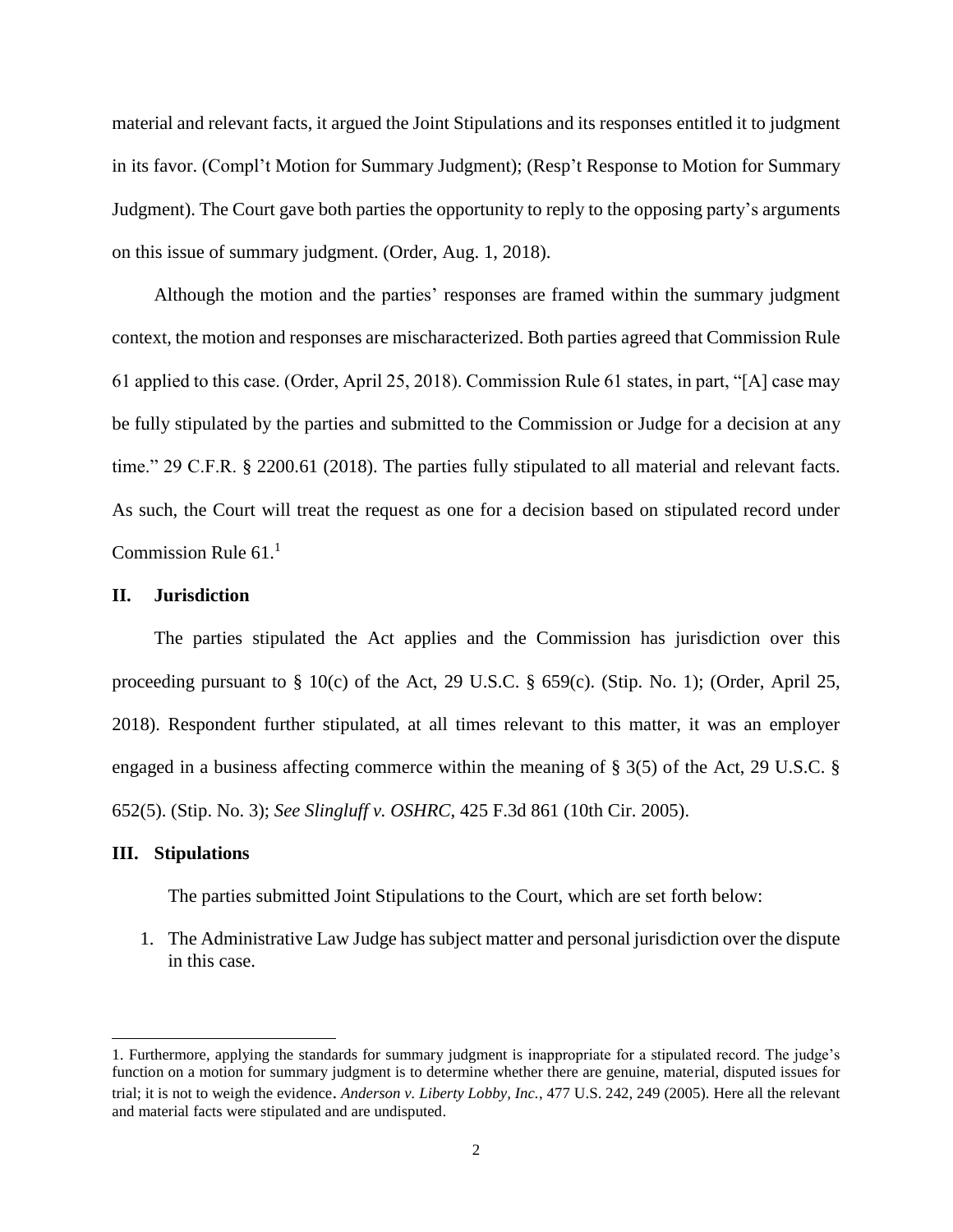material and relevant facts, it argued the Joint Stipulations and its responses entitled it to judgment in its favor. (Compl't Motion for Summary Judgment); (Resp't Response to Motion for Summary Judgment). The Court gave both parties the opportunity to reply to the opposing party's arguments on this issue of summary judgment. (Order, Aug. 1, 2018).

Although the motion and the parties' responses are framed within the summary judgment context, the motion and responses are mischaracterized. Both parties agreed that Commission Rule 61 applied to this case. (Order, April 25, 2018). Commission Rule 61 states, in part, "[A] case may be fully stipulated by the parties and submitted to the Commission or Judge for a decision at any time." 29 C.F.R. § 2200.61 (2018). The parties fully stipulated to all material and relevant facts. As such, the Court will treat the request as one for a decision based on stipulated record under Commission Rule 61.[1]

## II. Jurisdiction

The parties stipulated the Act applies and the Commission has jurisdiction over this proceeding pursuant to § 10(c) of the Act, 29 U.S.C. § 659(c). (Stip. No. 1); (Order, April 25, 2018). Respondent further stipulated, at all times relevant to this matter, it was an employer engaged in a business affecting commerce within the meaning of § 3(5) of the Act, 29 U.S.C. § 652(5). (Stip. No. 3); *See Slingluff v. OSHRC*, 425 F.3d 861 (10th Cir. 2005).

## III. Stipulations

The parties submitted Joint Stipulations to the Court, which are set forth below:

1. The Administrative Law Judge has subject matter and personal jurisdiction over the dispute in this case.

---

1. Furthermore, applying the standards for summary judgment is inappropriate for a stipulated record. The judge's function on a motion for summary judgment is to determine whether there are genuine, material, disputed issues for trial; it is not to weigh the evidence. *Anderson v. Liberty Lobby, Inc.*, 477 U.S. 242, 249 (2005). Here all the relevant and material facts were stipulated and are undisputed.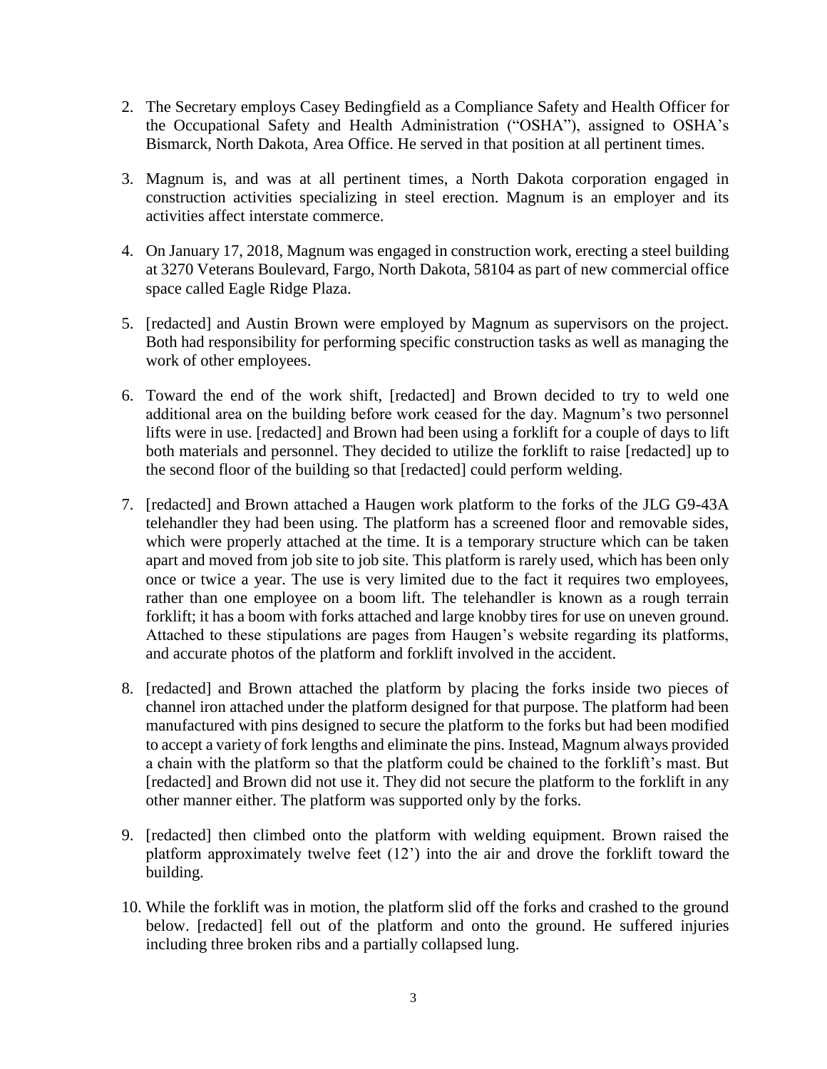2. The Secretary employs Casey Bedingfield as a Compliance Safety and Health Officer for the Occupational Safety and Health Administration ("OSHA"), assigned to OSHA's Bismarck, North Dakota, Area Office. He served in that position at all pertinent times.

3. Magnum is, and was at all pertinent times, a North Dakota corporation engaged in construction activities specializing in steel erection. Magnum is an employer and its activities affect interstate commerce.

4. On January 17, 2018, Magnum was engaged in construction work, erecting a steel building at 3270 Veterans Boulevard, Fargo, North Dakota, 58104 as part of new commercial office space called Eagle Ridge Plaza.

5. [redacted] and Austin Brown were employed by Magnum as supervisors on the project. Both had responsibility for performing specific construction tasks as well as managing the work of other employees.

6. Toward the end of the work shift, [redacted] and Brown decided to try to weld one additional area on the building before work ceased for the day. Magnum's two personnel lifts were in use. [redacted] and Brown had been using a forklift for a couple of days to lift both materials and personnel. They decided to utilize the forklift to raise [redacted] up to the second floor of the building so that [redacted] could perform welding.

7. [redacted] and Brown attached a Haugen work platform to the forks of the JLG G9-43A telehandler they had been using. The platform has a screened floor and removable sides, which were properly attached at the time. It is a temporary structure which can be taken apart and moved from job site to job site. This platform is rarely used, which has been only once or twice a year. The use is very limited due to the fact it requires two employees, rather than one employee on a boom lift. The telehandler is known as a rough terrain forklift; it has a boom with forks attached and large knobby tires for use on uneven ground. Attached to these stipulations are pages from Haugen's website regarding its platforms, and accurate photos of the platform and forklift involved in the accident.

8. [redacted] and Brown attached the platform by placing the forks inside two pieces of channel iron attached under the platform designed for that purpose. The platform had been manufactured with pins designed to secure the platform to the forks but had been modified to accept a variety of fork lengths and eliminate the pins. Instead, Magnum always provided a chain with the platform so that the platform could be chained to the forklift's mast. But [redacted] and Brown did not use it. They did not secure the platform to the forklift in any other manner either. The platform was supported only by the forks.

9. [redacted] then climbed onto the platform with welding equipment. Brown raised the platform approximately twelve feet (12') into the air and drove the forklift toward the building.

10. While the forklift was in motion, the platform slid off the forks and crashed to the ground below. [redacted] fell out of the platform and onto the ground. He suffered injuries including three broken ribs and a partially collapsed lung.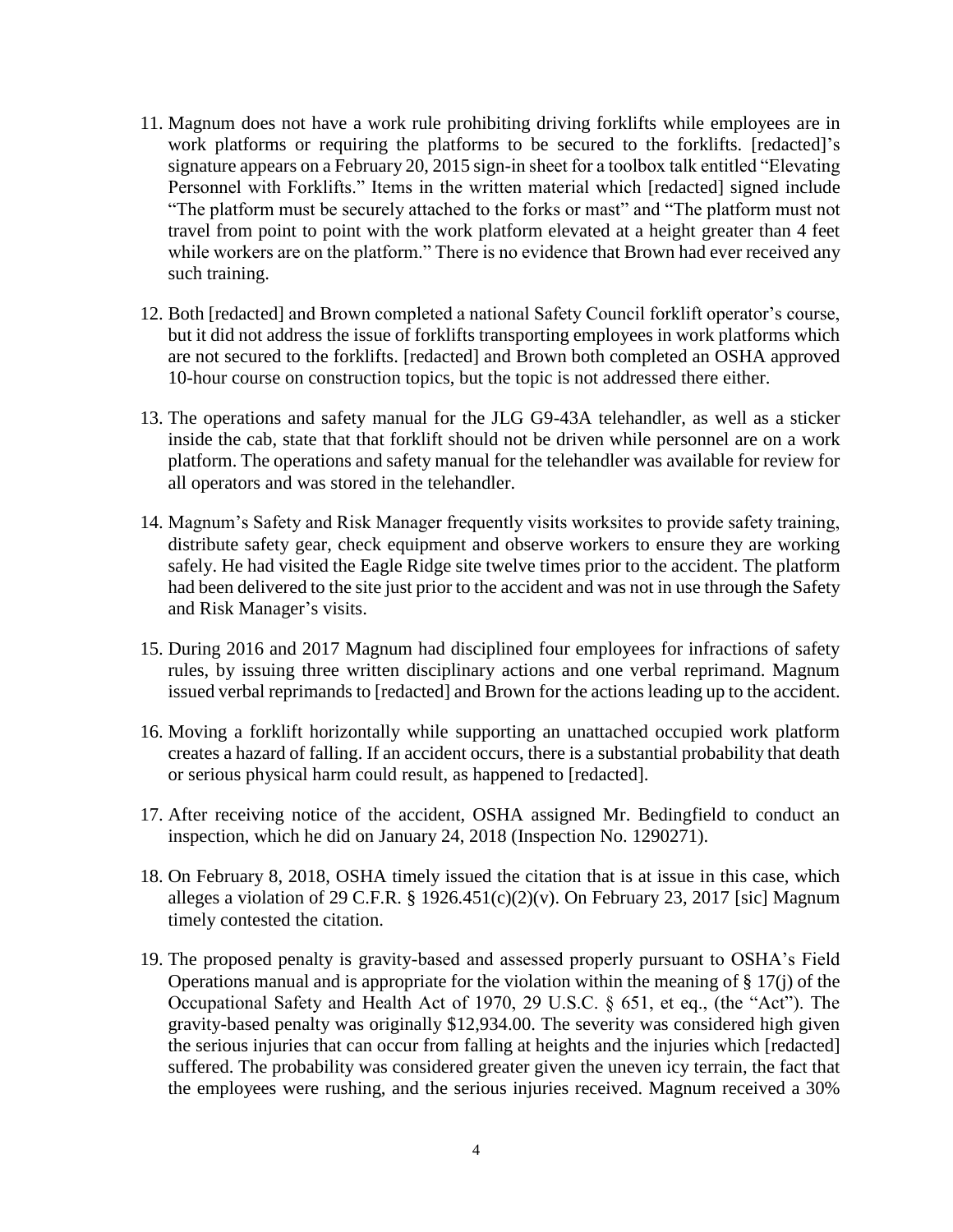11. Magnum does not have a work rule prohibiting driving forklifts while employees are in work platforms or requiring the platforms to be secured to the forklifts. [redacted]'s signature appears on a February 20, 2015 sign-in sheet for a toolbox talk entitled "Elevating Personnel with Forklifts." Items in the written material which [redacted] signed include "The platform must be securely attached to the forks or mast" and "The platform must not travel from point to point with the work platform elevated at a height greater than 4 feet while workers are on the platform." There is no evidence that Brown had ever received any such training.

12. Both [redacted] and Brown completed a national Safety Council forklift operator's course, but it did not address the issue of forklifts transporting employees in work platforms which are not secured to the forklifts. [redacted] and Brown both completed an OSHA approved 10-hour course on construction topics, but the topic is not addressed there either.

13. The operations and safety manual for the JLG G9-43A telehandler, as well as a sticker inside the cab, state that that forklift should not be driven while personnel are on a work platform. The operations and safety manual for the telehandler was available for review for all operators and was stored in the telehandler.

14. Magnum's Safety and Risk Manager frequently visits worksites to provide safety training, distribute safety gear, check equipment and observe workers to ensure they are working safely. He had visited the Eagle Ridge site twelve times prior to the accident. The platform had been delivered to the site just prior to the accident and was not in use through the Safety and Risk Manager's visits.

15. During 2016 and 2017 Magnum had disciplined four employees for infractions of safety rules, by issuing three written disciplinary actions and one verbal reprimand. Magnum issued verbal reprimands to [redacted] and Brown for the actions leading up to the accident.

16. Moving a forklift horizontally while supporting an unattached occupied work platform creates a hazard of falling. If an accident occurs, there is a substantial probability that death or serious physical harm could result, as happened to [redacted].

17. After receiving notice of the accident, OSHA assigned Mr. Bedingfield to conduct an inspection, which he did on January 24, 2018 (Inspection No. 1290271).

18. On February 8, 2018, OSHA timely issued the citation that is at issue in this case, which alleges a violation of 29 C.F.R. § 1926.451(c)(2)(v). On February 23, 2017 [sic] Magnum timely contested the citation.

19. The proposed penalty is gravity-based and assessed properly pursuant to OSHA's Field Operations manual and is appropriate for the violation within the meaning of § 17(j) of the Occupational Safety and Health Act of 1970, 29 U.S.C. § 651, et eq., (the "Act"). The gravity-based penalty was originally $12,934.00. The severity was considered high given the serious injuries that can occur from falling at heights and the injuries which [redacted] suffered. The probability was considered greater given the uneven icy terrain, the fact that the employees were rushing, and the serious injuries received. Magnum received a 30%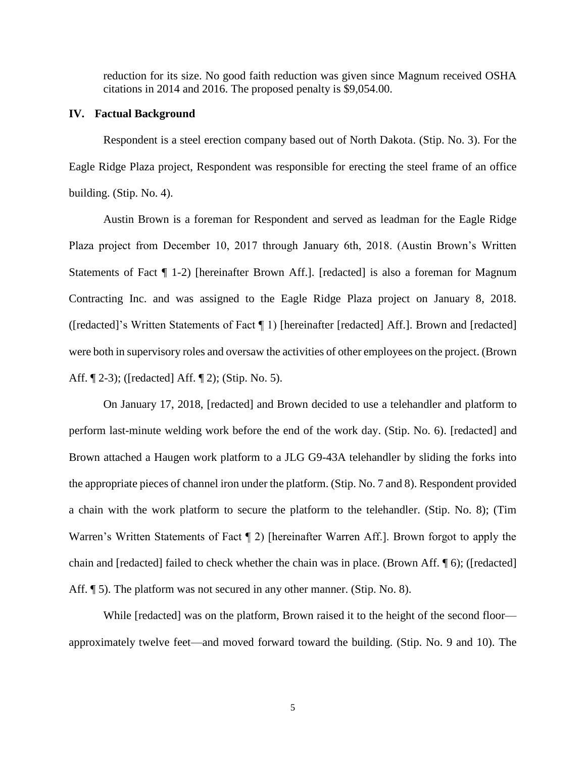reduction for its size. No good faith reduction was given since Magnum received OSHA citations in 2014 and 2016. The proposed penalty is $9,054.00.

## IV. Factual Background

Respondent is a steel erection company based out of North Dakota. (Stip. No. 3). For the Eagle Ridge Plaza project, Respondent was responsible for erecting the steel frame of an office building. (Stip. No. 4).

Austin Brown is a foreman for Respondent and served as leadman for the Eagle Ridge Plaza project from December 10, 2017 through January 6th, 2018. (Austin Brown's Written Statements of Fact ¶ 1-2) [hereinafter Brown Aff.]. [redacted] is also a foreman for Magnum Contracting Inc. and was assigned to the Eagle Ridge Plaza project on January 8, 2018. ([redacted]'s Written Statements of Fact ¶ 1) [hereinafter [redacted] Aff.]. Brown and [redacted] were both in supervisory roles and oversaw the activities of other employees on the project. (Brown Aff. ¶ 2-3); ([redacted] Aff. ¶ 2); (Stip. No. 5).

On January 17, 2018, [redacted] and Brown decided to use a telehandler and platform to perform last-minute welding work before the end of the work day. (Stip. No. 6). [redacted] and Brown attached a Haugen work platform to a JLG G9-43A telehandler by sliding the forks into the appropriate pieces of channel iron under the platform. (Stip. No. 7 and 8). Respondent provided a chain with the work platform to secure the platform to the telehandler. (Stip. No. 8); (Tim Warren's Written Statements of Fact ¶ 2) [hereinafter Warren Aff.]. Brown forgot to apply the chain and [redacted] failed to check whether the chain was in place. (Brown Aff. ¶ 6); ([redacted] Aff. ¶ 5). The platform was not secured in any other manner. (Stip. No. 8).

While [redacted] was on the platform, Brown raised it to the height of the second floor—approximately twelve feet—and moved forward toward the building. (Stip. No. 9 and 10). The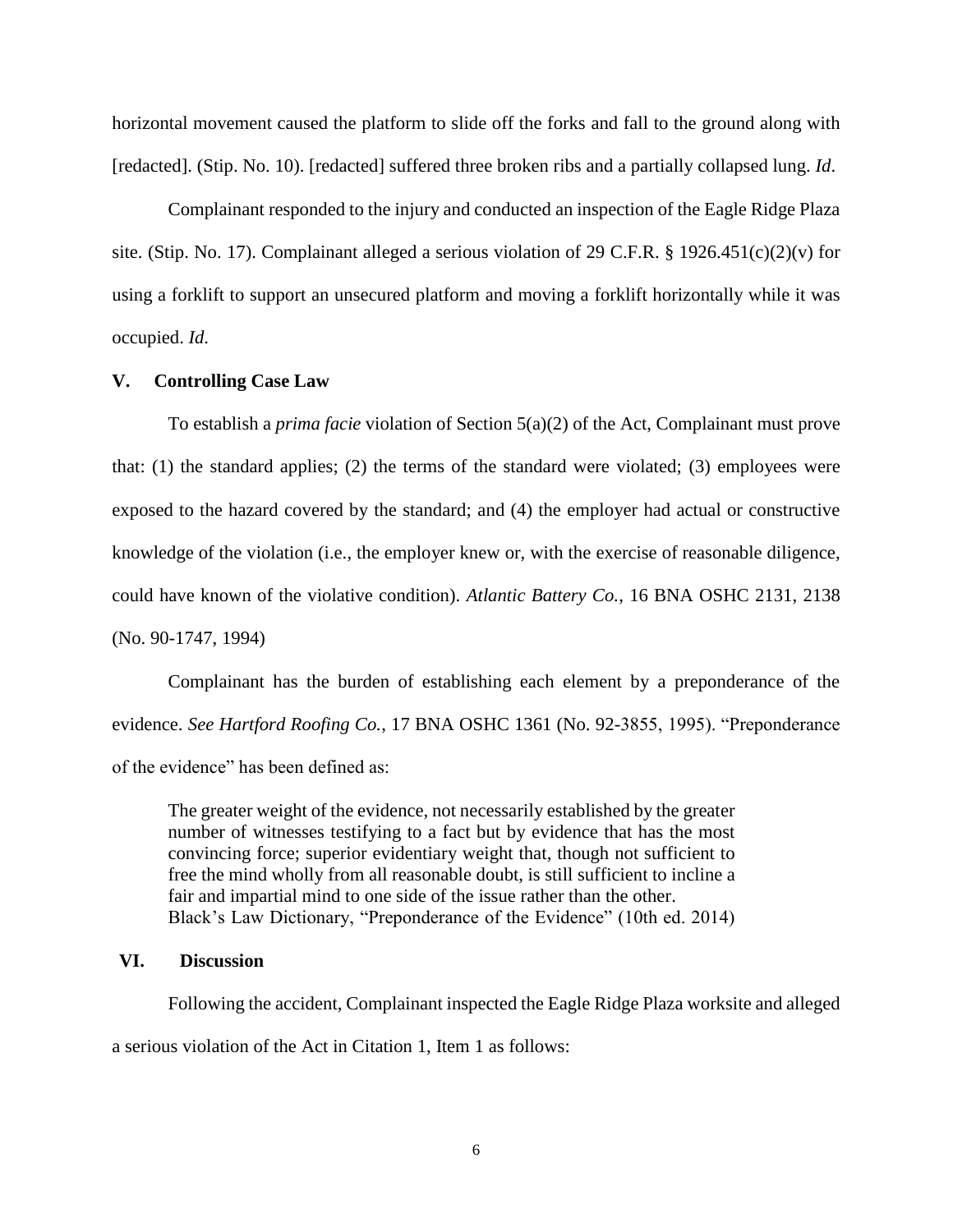horizontal movement caused the platform to slide off the forks and fall to the ground along with [redacted]. (Stip. No. 10). [redacted] suffered three broken ribs and a partially collapsed lung. *Id*.

Complainant responded to the injury and conducted an inspection of the Eagle Ridge Plaza site. (Stip. No. 17). Complainant alleged a serious violation of 29 C.F.R. § 1926.451(c)(2)(v) for using a forklift to support an unsecured platform and moving a forklift horizontally while it was occupied. *Id*.

## V. Controlling Case Law

To establish a *prima facie* violation of Section 5(a)(2) of the Act, Complainant must prove that: (1) the standard applies; (2) the terms of the standard were violated; (3) employees were exposed to the hazard covered by the standard; and (4) the employer had actual or constructive knowledge of the violation (i.e., the employer knew or, with the exercise of reasonable diligence, could have known of the violative condition). *Atlantic Battery Co.*, 16 BNA OSHC 2131, 2138 (No. 90-1747, 1994)

Complainant has the burden of establishing each element by a preponderance of the evidence. *See Hartford Roofing Co.*, 17 BNA OSHC 1361 (No. 92-3855, 1995). "Preponderance of the evidence" has been defined as:

> The greater weight of the evidence, not necessarily established by the greater number of witnesses testifying to a fact but by evidence that has the most convincing force; superior evidentiary weight that, though not sufficient to free the mind wholly from all reasonable doubt, is still sufficient to incline a fair and impartial mind to one side of the issue rather than the other.
> Black's Law Dictionary, "Preponderance of the Evidence" (10th ed. 2014)

## VI. Discussion

Following the accident, Complainant inspected the Eagle Ridge Plaza worksite and alleged a serious violation of the Act in Citation 1, Item 1 as follows: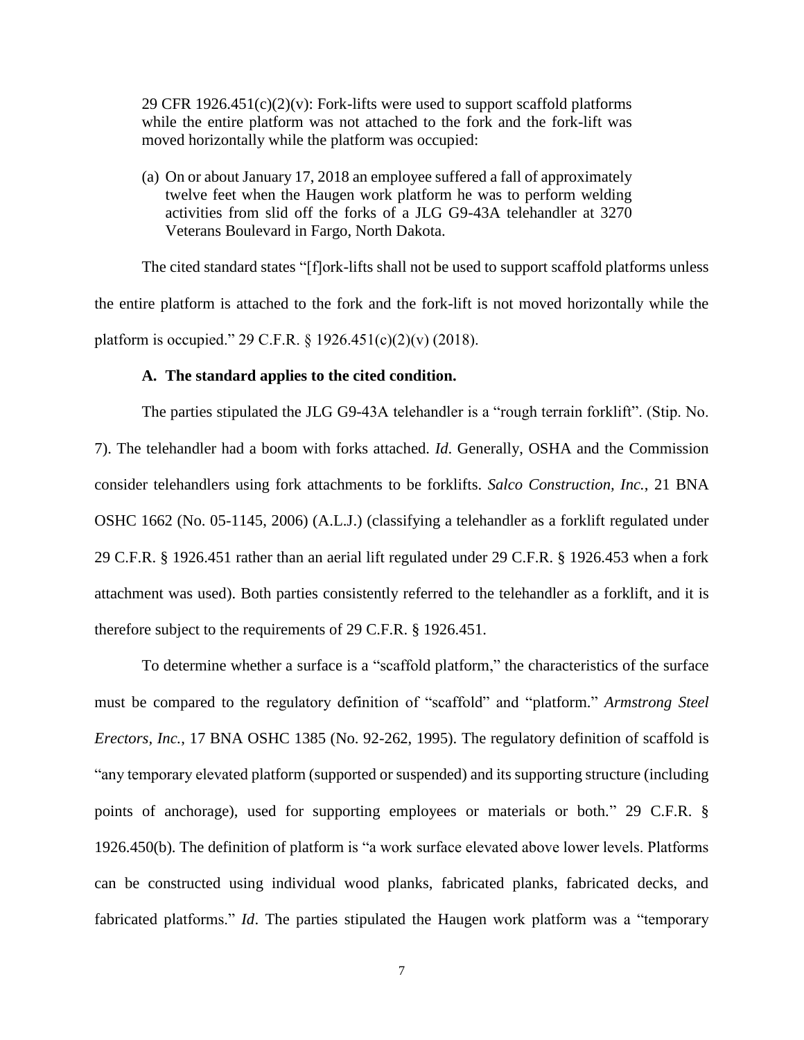> 29 CFR 1926.451(c)(2)(v): Fork-lifts were used to support scaffold platforms while the entire platform was not attached to the fork and the fork-lift was moved horizontally while the platform was occupied:
>
> (a) On or about January 17, 2018 an employee suffered a fall of approximately twelve feet when the Haugen work platform he was to perform welding activities from slid off the forks of a JLG G9-43A telehandler at 3270 Veterans Boulevard in Fargo, North Dakota.

The cited standard states "[f]ork-lifts shall not be used to support scaffold platforms unless the entire platform is attached to the fork and the fork-lift is not moved horizontally while the platform is occupied." 29 C.F.R. § 1926.451(c)(2)(v) (2018).

**A. The standard applies to the cited condition.**

The parties stipulated the JLG G9-43A telehandler is a "rough terrain forklift". (Stip. No. 7). The telehandler had a boom with forks attached. *Id*. Generally, OSHA and the Commission consider telehandlers using fork attachments to be forklifts. *Salco Construction, Inc.*, 21 BNA OSHC 1662 (No. 05-1145, 2006) (A.L.J.) (classifying a telehandler as a forklift regulated under 29 C.F.R. § 1926.451 rather than an aerial lift regulated under 29 C.F.R. § 1926.453 when a fork attachment was used). Both parties consistently referred to the telehandler as a forklift, and it is therefore subject to the requirements of 29 C.F.R. § 1926.451.

To determine whether a surface is a "scaffold platform," the characteristics of the surface must be compared to the regulatory definition of "scaffold" and "platform." *Armstrong Steel Erectors, Inc.*, 17 BNA OSHC 1385 (No. 92-262, 1995). The regulatory definition of scaffold is "any temporary elevated platform (supported or suspended) and its supporting structure (including points of anchorage), used for supporting employees or materials or both." 29 C.F.R. § 1926.450(b). The definition of platform is "a work surface elevated above lower levels. Platforms can be constructed using individual wood planks, fabricated planks, fabricated decks, and fabricated platforms." *Id*. The parties stipulated the Haugen work platform was a "temporary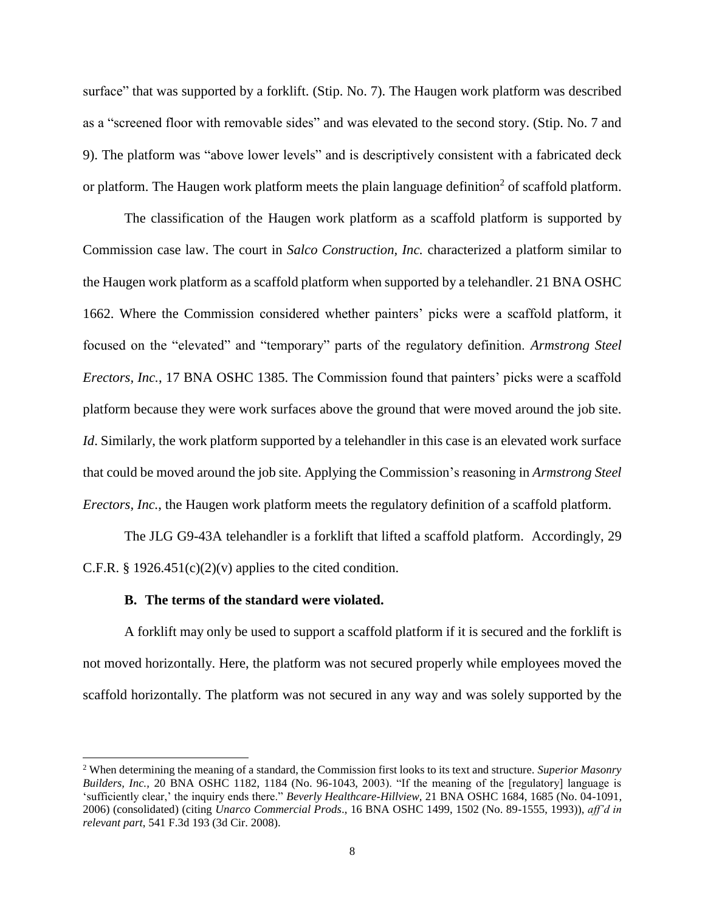surface" that was supported by a forklift. (Stip. No. 7). The Haugen work platform was described as a "screened floor with removable sides" and was elevated to the second story. (Stip. No. 7 and 9). The platform was "above lower levels" and is descriptively consistent with a fabricated deck or platform. The Haugen work platform meets the plain language definition[2] of scaffold platform.

The classification of the Haugen work platform as a scaffold platform is supported by Commission case law. The court in *Salco Construction, Inc.* characterized a platform similar to the Haugen work platform as a scaffold platform when supported by a telehandler. 21 BNA OSHC 1662. Where the Commission considered whether painters' picks were a scaffold platform, it focused on the "elevated" and "temporary" parts of the regulatory definition. *Armstrong Steel Erectors, Inc.*, 17 BNA OSHC 1385. The Commission found that painters' picks were a scaffold platform because they were work surfaces above the ground that were moved around the job site. *Id*. Similarly, the work platform supported by a telehandler in this case is an elevated work surface that could be moved around the job site. Applying the Commission's reasoning in *Armstrong Steel Erectors, Inc.*, the Haugen work platform meets the regulatory definition of a scaffold platform.

The JLG G9-43A telehandler is a forklift that lifted a scaffold platform. Accordingly, 29 C.F.R. § 1926.451(c)(2)(v) applies to the cited condition.

### B. The terms of the standard were violated.

A forklift may only be used to support a scaffold platform if it is secured and the forklift is not moved horizontally. Here, the platform was not secured properly while employees moved the scaffold horizontally. The platform was not secured in any way and was solely supported by the

[2] When determining the meaning of a standard, the Commission first looks to its text and structure. *Superior Masonry Builders, Inc.*, 20 BNA OSHC 1182, 1184 (No. 96-1043, 2003). "If the meaning of the [regulatory] language is 'sufficiently clear,' the inquiry ends there." *Beverly Healthcare-Hillview*, 21 BNA OSHC 1684, 1685 (No. 04-1091, 2006) (consolidated) (citing *Unarco Commercial Prods*., 16 BNA OSHC 1499, 1502 (No. 89-1555, 1993)), *aff'd in relevant part*, 541 F.3d 193 (3d Cir. 2008).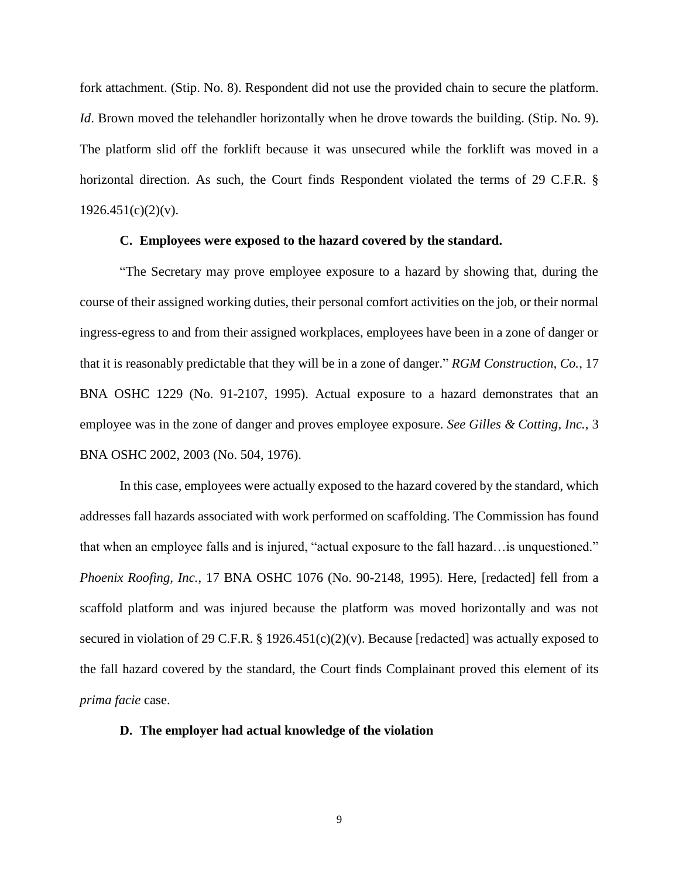fork attachment. (Stip. No. 8). Respondent did not use the provided chain to secure the platform. *Id*. Brown moved the telehandler horizontally when he drove towards the building. (Stip. No. 9). The platform slid off the forklift because it was unsecured while the forklift was moved in a horizontal direction. As such, the Court finds Respondent violated the terms of 29 C.F.R. § 1926.451(c)(2)(v).

### C. Employees were exposed to the hazard covered by the standard.

"The Secretary may prove employee exposure to a hazard by showing that, during the course of their assigned working duties, their personal comfort activities on the job, or their normal ingress-egress to and from their assigned workplaces, employees have been in a zone of danger or that it is reasonably predictable that they will be in a zone of danger." *RGM Construction, Co.*, 17 BNA OSHC 1229 (No. 91-2107, 1995). Actual exposure to a hazard demonstrates that an employee was in the zone of danger and proves employee exposure. *See Gilles & Cotting, Inc.*, 3 BNA OSHC 2002, 2003 (No. 504, 1976).

In this case, employees were actually exposed to the hazard covered by the standard, which addresses fall hazards associated with work performed on scaffolding. The Commission has found that when an employee falls and is injured, "actual exposure to the fall hazard…is unquestioned." *Phoenix Roofing, Inc.*, 17 BNA OSHC 1076 (No. 90-2148, 1995). Here, [redacted] fell from a scaffold platform and was injured because the platform was moved horizontally and was not secured in violation of 29 C.F.R. § 1926.451(c)(2)(v). Because [redacted] was actually exposed to the fall hazard covered by the standard, the Court finds Complainant proved this element of its *prima facie* case.

### D. The employer had actual knowledge of the violation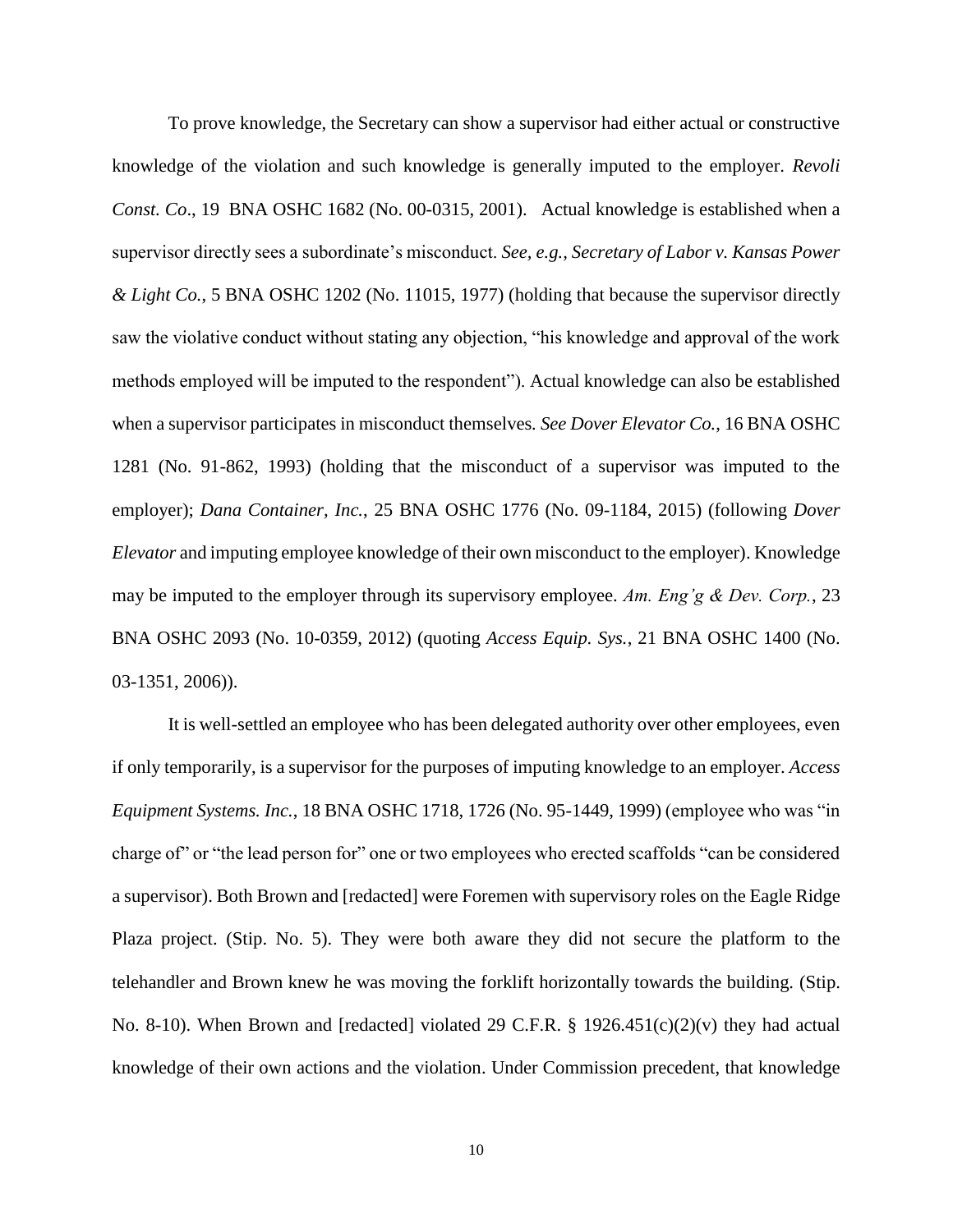To prove knowledge, the Secretary can show a supervisor had either actual or constructive knowledge of the violation and such knowledge is generally imputed to the employer. *Revoli Const. Co*., 19 BNA OSHC 1682 (No. 00-0315, 2001). Actual knowledge is established when a supervisor directly sees a subordinate's misconduct. *See, e.g., Secretary of Labor v. Kansas Power & Light Co.*, 5 BNA OSHC 1202 (No. 11015, 1977) (holding that because the supervisor directly saw the violative conduct without stating any objection, "his knowledge and approval of the work methods employed will be imputed to the respondent"). Actual knowledge can also be established when a supervisor participates in misconduct themselves*. See Dover Elevator Co.*, 16 BNA OSHC 1281 (No. 91-862, 1993) (holding that the misconduct of a supervisor was imputed to the employer); *Dana Container, Inc.*, 25 BNA OSHC 1776 (No. 09-1184, 2015) (following *Dover Elevator* and imputing employee knowledge of their own misconduct to the employer). Knowledge may be imputed to the employer through its supervisory employee. *Am. Eng'g & Dev. Corp.*, 23 BNA OSHC 2093 (No. 10-0359, 2012) (quoting *Access Equip. Sys.*, 21 BNA OSHC 1400 (No. 03-1351, 2006)).

It is well-settled an employee who has been delegated authority over other employees, even if only temporarily, is a supervisor for the purposes of imputing knowledge to an employer. *Access Equipment Systems. Inc.*, 18 BNA OSHC 1718, 1726 (No. 95-1449, 1999) (employee who was "in charge of" or "the lead person for" one or two employees who erected scaffolds "can be considered a supervisor). Both Brown and [redacted] were Foremen with supervisory roles on the Eagle Ridge Plaza project. (Stip. No. 5). They were both aware they did not secure the platform to the telehandler and Brown knew he was moving the forklift horizontally towards the building. (Stip. No. 8-10). When Brown and [redacted] violated 29 C.F.R. § 1926.451(c)(2)(v) they had actual knowledge of their own actions and the violation. Under Commission precedent, that knowledge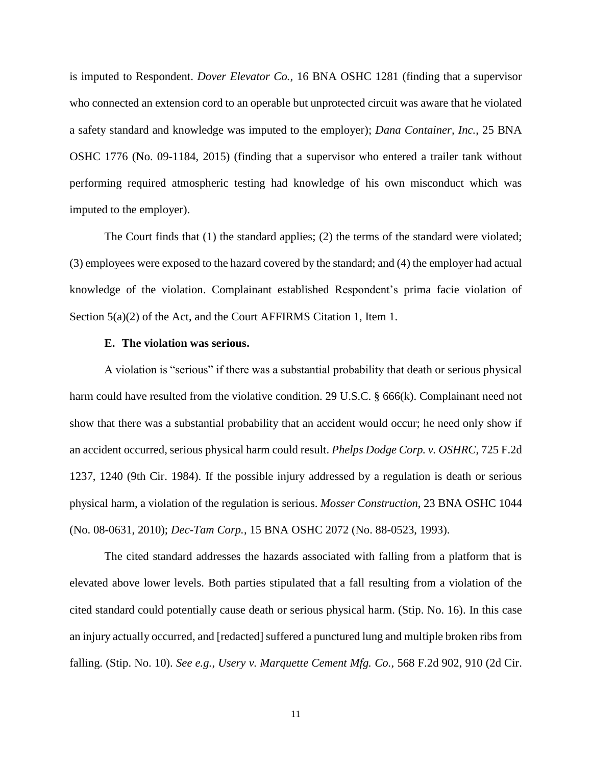is imputed to Respondent. *Dover Elevator Co.*, 16 BNA OSHC 1281 (finding that a supervisor who connected an extension cord to an operable but unprotected circuit was aware that he violated a safety standard and knowledge was imputed to the employer); *Dana Container, Inc.*, 25 BNA OSHC 1776 (No. 09-1184, 2015) (finding that a supervisor who entered a trailer tank without performing required atmospheric testing had knowledge of his own misconduct which was imputed to the employer).

The Court finds that (1) the standard applies; (2) the terms of the standard were violated; (3) employees were exposed to the hazard covered by the standard; and (4) the employer had actual knowledge of the violation. Complainant established Respondent's prima facie violation of Section 5(a)(2) of the Act, and the Court AFFIRMS Citation 1, Item 1.

### E. The violation was serious.

A violation is "serious" if there was a substantial probability that death or serious physical harm could have resulted from the violative condition. 29 U.S.C. § 666(k). Complainant need not show that there was a substantial probability that an accident would occur; he need only show if an accident occurred, serious physical harm could result. *Phelps Dodge Corp. v. OSHRC*, 725 F.2d 1237, 1240 (9th Cir. 1984). If the possible injury addressed by a regulation is death or serious physical harm, a violation of the regulation is serious. *Mosser Construction*, 23 BNA OSHC 1044 (No. 08-0631, 2010); *Dec-Tam Corp.*, 15 BNA OSHC 2072 (No. 88-0523, 1993).

The cited standard addresses the hazards associated with falling from a platform that is elevated above lower levels. Both parties stipulated that a fall resulting from a violation of the cited standard could potentially cause death or serious physical harm. (Stip. No. 16). In this case an injury actually occurred, and [redacted] suffered a punctured lung and multiple broken ribs from falling. (Stip. No. 10). *See e.g.*, *Usery v. Marquette Cement Mfg. Co.*, 568 F.2d 902, 910 (2d Cir.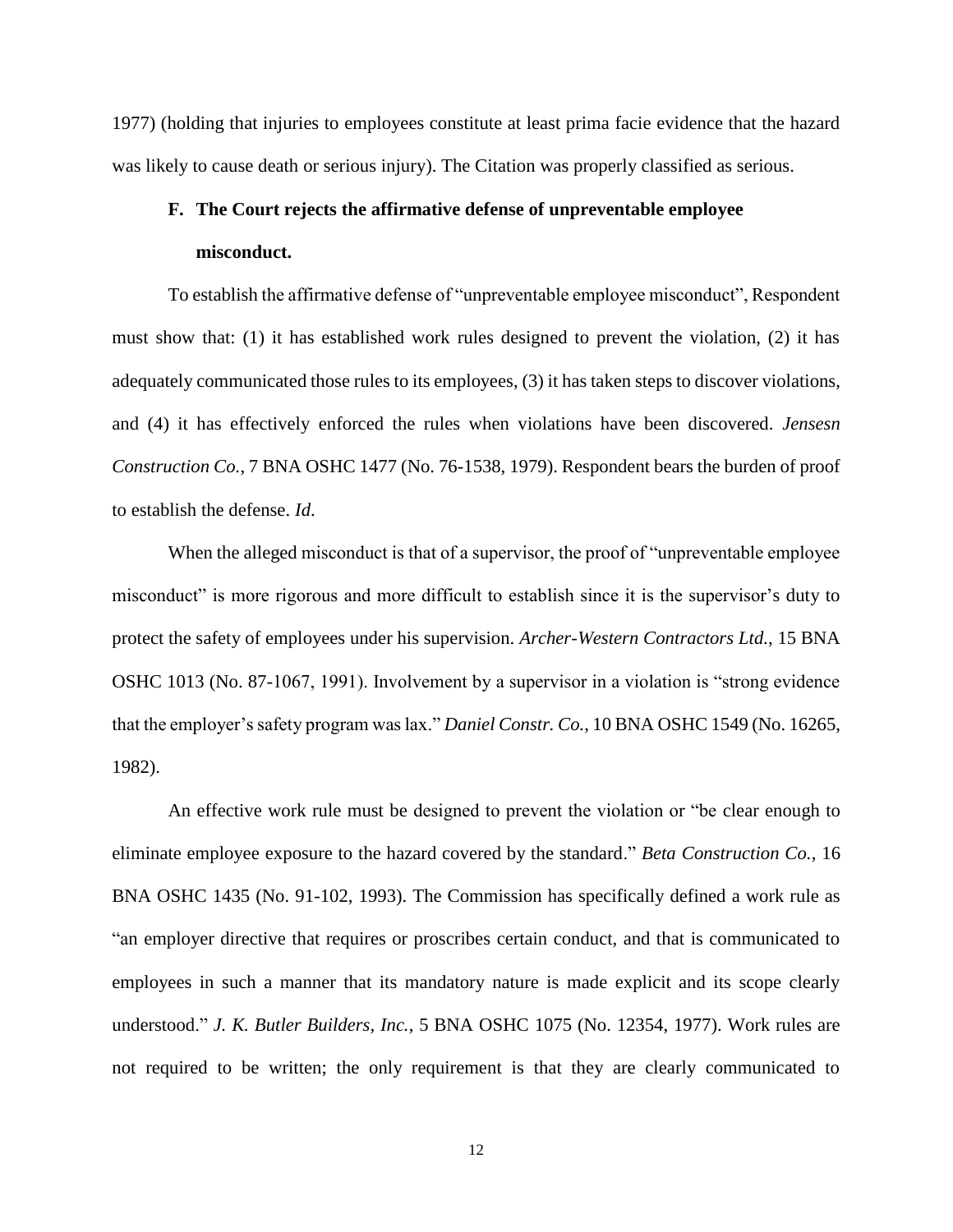1977) (holding that injuries to employees constitute at least prima facie evidence that the hazard was likely to cause death or serious injury). The Citation was properly classified as serious.

### F. The Court rejects the affirmative defense of unpreventable employee misconduct.

To establish the affirmative defense of "unpreventable employee misconduct", Respondent must show that: (1) it has established work rules designed to prevent the violation, (2) it has adequately communicated those rules to its employees, (3) it has taken steps to discover violations, and (4) it has effectively enforced the rules when violations have been discovered. *Jensesn Construction Co.*, 7 BNA OSHC 1477 (No. 76-1538, 1979). Respondent bears the burden of proof to establish the defense. *Id*.

When the alleged misconduct is that of a supervisor, the proof of "unpreventable employee misconduct" is more rigorous and more difficult to establish since it is the supervisor's duty to protect the safety of employees under his supervision. *Archer-Western Contractors Ltd.*, 15 BNA OSHC 1013 (No. 87-1067, 1991). Involvement by a supervisor in a violation is "strong evidence that the employer's safety program was lax." *Daniel Constr. Co.*, 10 BNA OSHC 1549 (No. 16265, 1982).

An effective work rule must be designed to prevent the violation or "be clear enough to eliminate employee exposure to the hazard covered by the standard." *Beta Construction Co.*, 16 BNA OSHC 1435 (No. 91-102, 1993). The Commission has specifically defined a work rule as "an employer directive that requires or proscribes certain conduct, and that is communicated to employees in such a manner that its mandatory nature is made explicit and its scope clearly understood." *J. K. Butler Builders, Inc.*, 5 BNA OSHC 1075 (No. 12354, 1977). Work rules are not required to be written; the only requirement is that they are clearly communicated to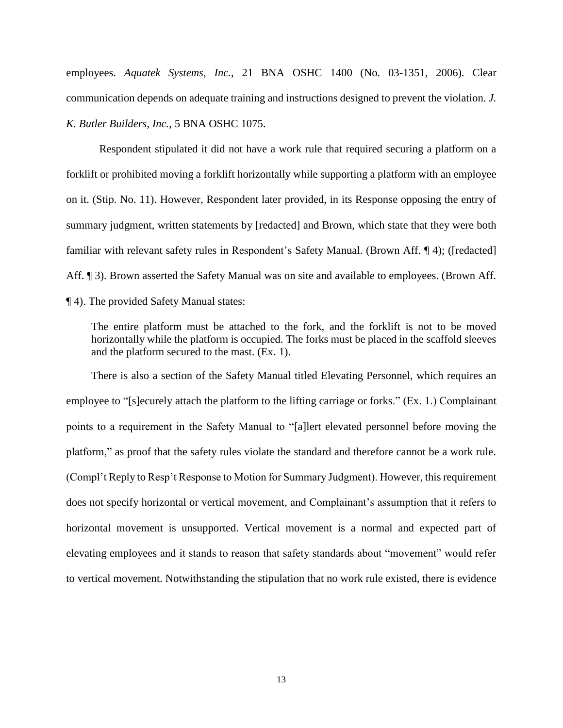employees. *Aquatek Systems, Inc.*, 21 BNA OSHC 1400 (No. 03-1351, 2006). Clear communication depends on adequate training and instructions designed to prevent the violation. *J. K. Butler Builders, Inc.*, 5 BNA OSHC 1075.

Respondent stipulated it did not have a work rule that required securing a platform on a forklift or prohibited moving a forklift horizontally while supporting a platform with an employee on it. (Stip. No. 11). However, Respondent later provided, in its Response opposing the entry of summary judgment, written statements by [redacted] and Brown, which state that they were both familiar with relevant safety rules in Respondent's Safety Manual. (Brown Aff. ¶ 4); ([redacted] Aff. ¶ 3). Brown asserted the Safety Manual was on site and available to employees. (Brown Aff. ¶ 4). The provided Safety Manual states:

> The entire platform must be attached to the fork, and the forklift is not to be moved horizontally while the platform is occupied. The forks must be placed in the scaffold sleeves and the platform secured to the mast. (Ex. 1).

There is also a section of the Safety Manual titled Elevating Personnel, which requires an employee to "[s]ecurely attach the platform to the lifting carriage or forks." (Ex. 1.) Complainant points to a requirement in the Safety Manual to "[a]lert elevated personnel before moving the platform," as proof that the safety rules violate the standard and therefore cannot be a work rule. (Compl't Reply to Resp't Response to Motion for Summary Judgment). However, this requirement does not specify horizontal or vertical movement, and Complainant's assumption that it refers to horizontal movement is unsupported. Vertical movement is a normal and expected part of elevating employees and it stands to reason that safety standards about "movement" would refer to vertical movement. Notwithstanding the stipulation that no work rule existed, there is evidence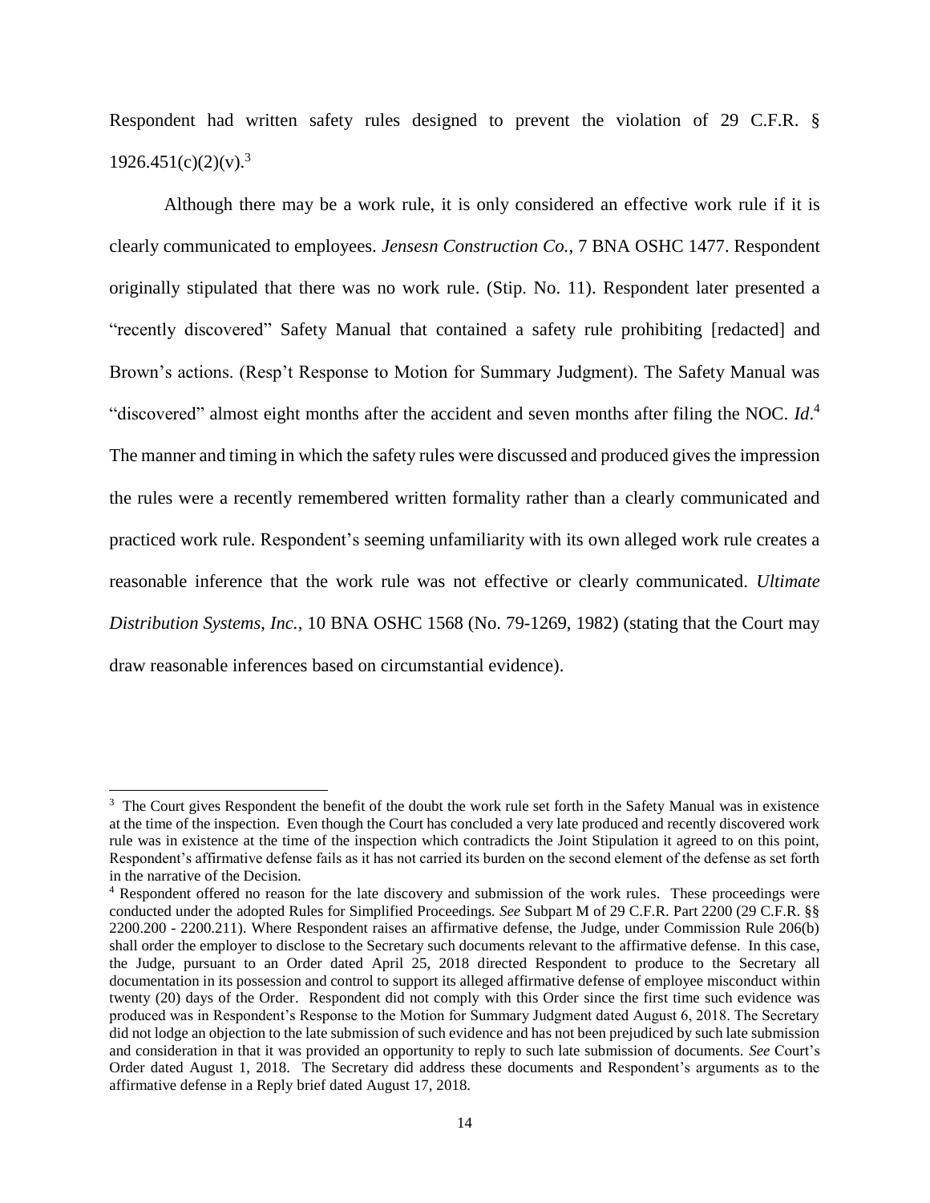Respondent had written safety rules designed to prevent the violation of 29 C.F.R. § 1926.451(c)(2)(v).[3]

Although there may be a work rule, it is only considered an effective work rule if it is clearly communicated to employees. *Jensesn Construction Co.*, 7 BNA OSHC 1477. Respondent originally stipulated that there was no work rule. (Stip. No. 11). Respondent later presented a "recently discovered" Safety Manual that contained a safety rule prohibiting [redacted] and Brown's actions. (Resp't Response to Motion for Summary Judgment). The Safety Manual was "discovered" almost eight months after the accident and seven months after filing the NOC. *Id*.[4] The manner and timing in which the safety rules were discussed and produced gives the impression the rules were a recently remembered written formality rather than a clearly communicated and practiced work rule. Respondent's seeming unfamiliarity with its own alleged work rule creates a reasonable inference that the work rule was not effective or clearly communicated. *Ultimate Distribution Systems, Inc.*, 10 BNA OSHC 1568 (No. 79-1269, 1982) (stating that the Court may draw reasonable inferences based on circumstantial evidence).

---

[3] The Court gives Respondent the benefit of the doubt the work rule set forth in the Safety Manual was in existence at the time of the inspection. Even though the Court has concluded a very late produced and recently discovered work rule was in existence at the time of the inspection which contradicts the Joint Stipulation it agreed to on this point, Respondent's affirmative defense fails as it has not carried its burden on the second element of the defense as set forth in the narrative of the Decision.

[4] Respondent offered no reason for the late discovery and submission of the work rules. These proceedings were conducted under the adopted Rules for Simplified Proceedings. *See* Subpart M of 29 C.F.R. Part 2200 (29 C.F.R. §§ 2200.200 - 2200.211). Where Respondent raises an affirmative defense, the Judge, under Commission Rule 206(b) shall order the employer to disclose to the Secretary such documents relevant to the affirmative defense. In this case, the Judge, pursuant to an Order dated April 25, 2018 directed Respondent to produce to the Secretary all documentation in its possession and control to support its alleged affirmative defense of employee misconduct within twenty (20) days of the Order. Respondent did not comply with this Order since the first time such evidence was produced was in Respondent's Response to the Motion for Summary Judgment dated August 6, 2018. The Secretary did not lodge an objection to the late submission of such evidence and has not been prejudiced by such late submission and consideration in that it was provided an opportunity to reply to such late submission of documents. *See* Court's Order dated August 1, 2018. The Secretary did address these documents and Respondent's arguments as to the affirmative defense in a Reply brief dated August 17, 2018.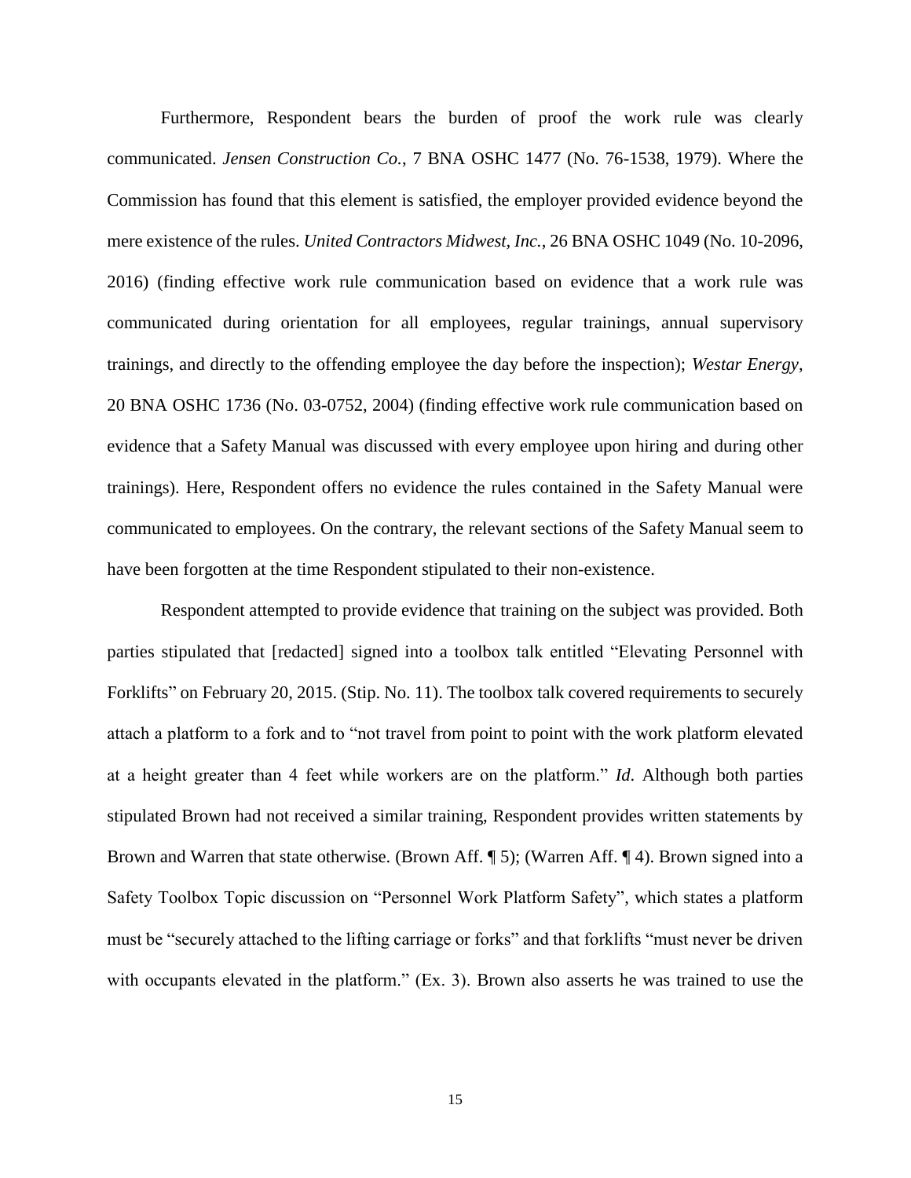Furthermore, Respondent bears the burden of proof the work rule was clearly communicated. *Jensen Construction Co.*, 7 BNA OSHC 1477 (No. 76-1538, 1979). Where the Commission has found that this element is satisfied, the employer provided evidence beyond the mere existence of the rules. *United Contractors Midwest, Inc.*, 26 BNA OSHC 1049 (No. 10-2096, 2016) (finding effective work rule communication based on evidence that a work rule was communicated during orientation for all employees, regular trainings, annual supervisory trainings, and directly to the offending employee the day before the inspection); *Westar Energy*, 20 BNA OSHC 1736 (No. 03-0752, 2004) (finding effective work rule communication based on evidence that a Safety Manual was discussed with every employee upon hiring and during other trainings). Here, Respondent offers no evidence the rules contained in the Safety Manual were communicated to employees. On the contrary, the relevant sections of the Safety Manual seem to have been forgotten at the time Respondent stipulated to their non-existence.

Respondent attempted to provide evidence that training on the subject was provided. Both parties stipulated that [redacted] signed into a toolbox talk entitled "Elevating Personnel with Forklifts" on February 20, 2015. (Stip. No. 11). The toolbox talk covered requirements to securely attach a platform to a fork and to "not travel from point to point with the work platform elevated at a height greater than 4 feet while workers are on the platform." *Id*. Although both parties stipulated Brown had not received a similar training, Respondent provides written statements by Brown and Warren that state otherwise. (Brown Aff. ¶ 5); (Warren Aff. ¶ 4). Brown signed into a Safety Toolbox Topic discussion on "Personnel Work Platform Safety", which states a platform must be "securely attached to the lifting carriage or forks" and that forklifts "must never be driven with occupants elevated in the platform." (Ex. 3). Brown also asserts he was trained to use the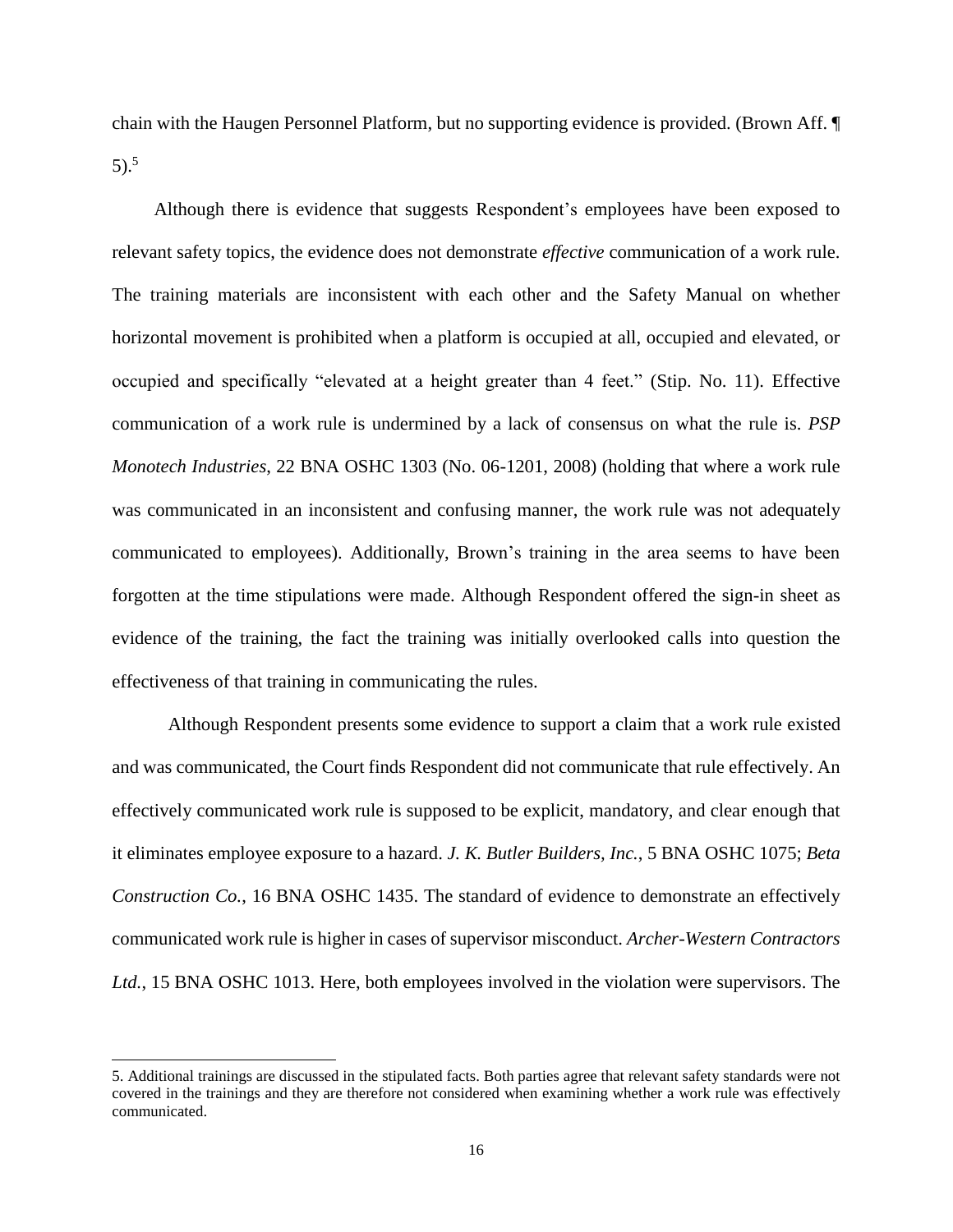chain with the Haugen Personnel Platform, but no supporting evidence is provided. (Brown Aff. ¶ 5).[5]

Although there is evidence that suggests Respondent's employees have been exposed to relevant safety topics, the evidence does not demonstrate *effective* communication of a work rule. The training materials are inconsistent with each other and the Safety Manual on whether horizontal movement is prohibited when a platform is occupied at all, occupied and elevated, or occupied and specifically "elevated at a height greater than 4 feet." (Stip. No. 11). Effective communication of a work rule is undermined by a lack of consensus on what the rule is. *PSP Monotech Industries*, 22 BNA OSHC 1303 (No. 06-1201, 2008) (holding that where a work rule was communicated in an inconsistent and confusing manner, the work rule was not adequately communicated to employees). Additionally, Brown's training in the area seems to have been forgotten at the time stipulations were made. Although Respondent offered the sign-in sheet as evidence of the training, the fact the training was initially overlooked calls into question the effectiveness of that training in communicating the rules.

Although Respondent presents some evidence to support a claim that a work rule existed and was communicated, the Court finds Respondent did not communicate that rule effectively. An effectively communicated work rule is supposed to be explicit, mandatory, and clear enough that it eliminates employee exposure to a hazard. *J. K. Butler Builders, Inc.*, 5 BNA OSHC 1075; *Beta Construction Co.*, 16 BNA OSHC 1435. The standard of evidence to demonstrate an effectively communicated work rule is higher in cases of supervisor misconduct. *Archer-Western Contractors Ltd.*, 15 BNA OSHC 1013. Here, both employees involved in the violation were supervisors. The

---

5. Additional trainings are discussed in the stipulated facts. Both parties agree that relevant safety standards were not covered in the trainings and they are therefore not considered when examining whether a work rule was effectively communicated.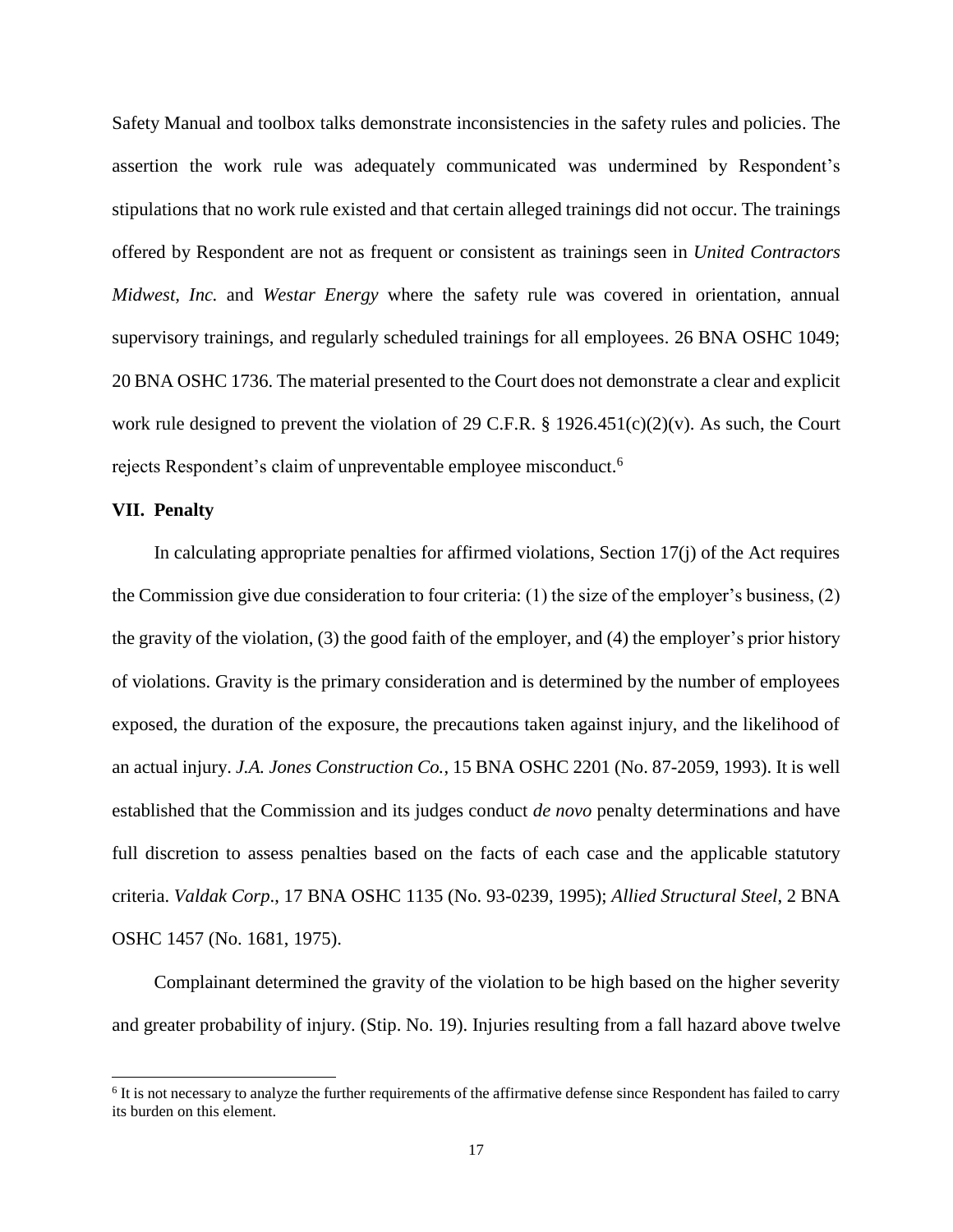Safety Manual and toolbox talks demonstrate inconsistencies in the safety rules and policies. The assertion the work rule was adequately communicated was undermined by Respondent's stipulations that no work rule existed and that certain alleged trainings did not occur. The trainings offered by Respondent are not as frequent or consistent as trainings seen in *United Contractors Midwest, Inc.* and *Westar Energy* where the safety rule was covered in orientation, annual supervisory trainings, and regularly scheduled trainings for all employees. 26 BNA OSHC 1049; 20 BNA OSHC 1736. The material presented to the Court does not demonstrate a clear and explicit work rule designed to prevent the violation of 29 C.F.R. § 1926.451(c)(2)(v). As such, the Court rejects Respondent's claim of unpreventable employee misconduct.[6]

## VII. Penalty

In calculating appropriate penalties for affirmed violations, Section 17(j) of the Act requires the Commission give due consideration to four criteria: (1) the size of the employer's business, (2) the gravity of the violation, (3) the good faith of the employer, and (4) the employer's prior history of violations. Gravity is the primary consideration and is determined by the number of employees exposed, the duration of the exposure, the precautions taken against injury, and the likelihood of an actual injury. *J.A. Jones Construction Co.*, 15 BNA OSHC 2201 (No. 87-2059, 1993). It is well established that the Commission and its judges conduct *de novo* penalty determinations and have full discretion to assess penalties based on the facts of each case and the applicable statutory criteria. *Valdak Corp*., 17 BNA OSHC 1135 (No. 93-0239, 1995); *Allied Structural Steel*, 2 BNA OSHC 1457 (No. 1681, 1975).

Complainant determined the gravity of the violation to be high based on the higher severity and greater probability of injury. (Stip. No. 19). Injuries resulting from a fall hazard above twelve

[6] It is not necessary to analyze the further requirements of the affirmative defense since Respondent has failed to carry its burden on this element.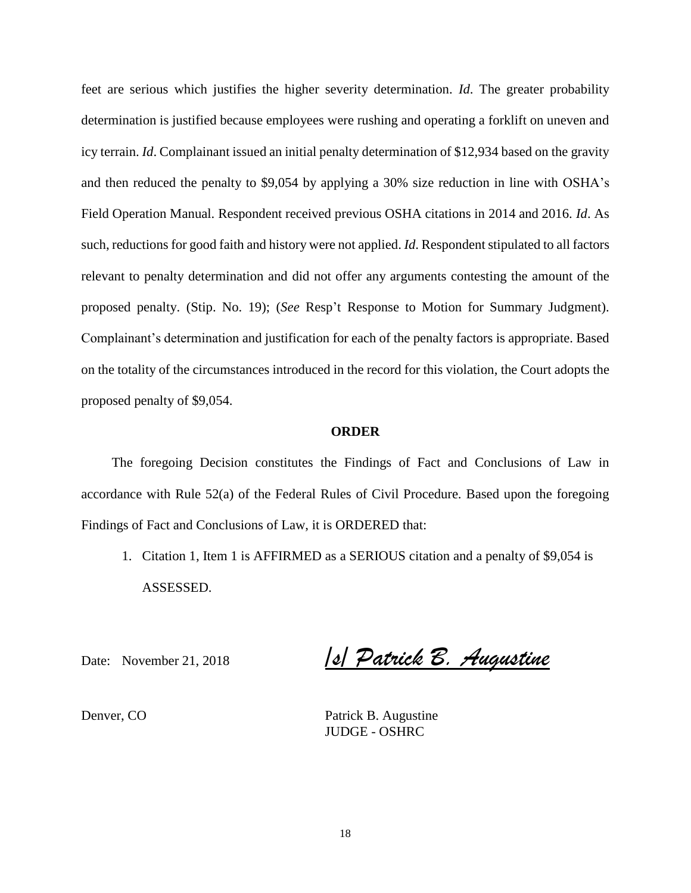feet are serious which justifies the higher severity determination. *Id*. The greater probability determination is justified because employees were rushing and operating a forklift on uneven and icy terrain. *Id*. Complainant issued an initial penalty determination of $12,934 based on the gravity and then reduced the penalty to $9,054 by applying a 30% size reduction in line with OSHA's Field Operation Manual. Respondent received previous OSHA citations in 2014 and 2016. *Id*. As such, reductions for good faith and history were not applied. *Id*. Respondent stipulated to all factors relevant to penalty determination and did not offer any arguments contesting the amount of the proposed penalty. (Stip. No. 19); (*See* Resp't Response to Motion for Summary Judgment). Complainant's determination and justification for each of the penalty factors is appropriate. Based on the totality of the circumstances introduced in the record for this violation, the Court adopts the proposed penalty of $9,054.

**ORDER**

The foregoing Decision constitutes the Findings of Fact and Conclusions of Law in accordance with Rule 52(a) of the Federal Rules of Civil Procedure. Based upon the foregoing Findings of Fact and Conclusions of Law, it is ORDERED that:

1. Citation 1, Item 1 is AFFIRMED as a SERIOUS citation and a penalty of $9,054 is ASSESSED.

Date: November 21, 2018

/s/ Patrick B. Augustine

Denver, CO

Patrick B. Augustine
JUDGE - OSHRC